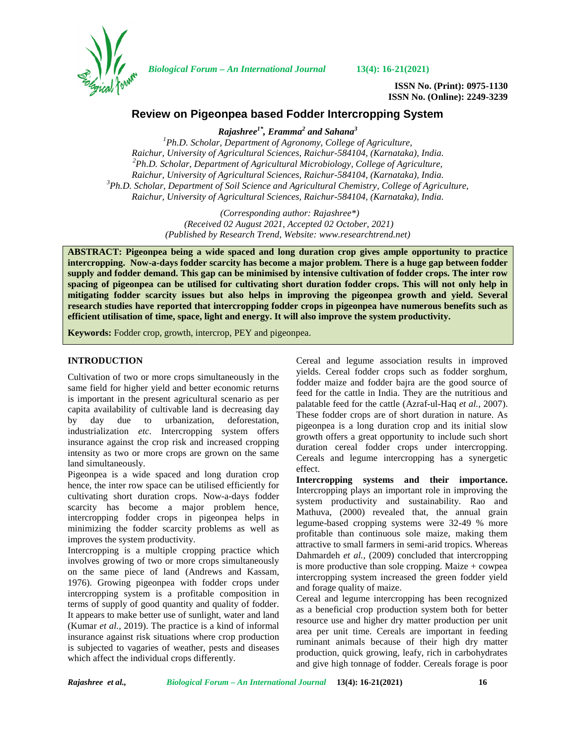# Review on Pigeonpea based Fodder Intercropping System

***Rajashree[1*], Eramma[2] and Sahana[3]***

*[1]Ph.D. Scholar, Department of Agronomy, College of Agriculture, Raichur, University of Agricultural Sciences, Raichur-584104, (Karnataka), India.*
*[2]Ph.D. Scholar, Department of Agricultural Microbiology, College of Agriculture, Raichur, University of Agricultural Sciences, Raichur-584104, (Karnataka), India.*
*[3]Ph.D. Scholar, Department of Soil Science and Agricultural Chemistry, College of Agriculture, Raichur, University of Agricultural Sciences, Raichur-584104, (Karnataka), India.*

*(Corresponding author: Rajashree\*)*
*(Received 02 August 2021, Accepted 02 October, 2021)*
*(Published by Research Trend, Website: www.researchtrend.net)*

**ABSTRACT: Pigeonpea being a wide spaced and long duration crop gives ample opportunity to practice intercropping. Now-a-days fodder scarcity has become a major problem. There is a huge gap between fodder supply and fodder demand. This gap can be minimised by intensive cultivation of fodder crops. The inter row spacing of pigeonpea can be utilised for cultivating short duration fodder crops. This will not only help in mitigating fodder scarcity issues but also helps in improving the pigeonpea growth and yield. Several research studies have reported that intercropping fodder crops in pigeonpea have numerous benefits such as efficient utilisation of time, space, light and energy. It will also improve the system productivity.**

**Keywords:** Fodder crop, growth, intercrop, PEY and pigeonpea.

## INTRODUCTION

Cultivation of two or more crops simultaneously in the same field for higher yield and better economic returns is important in the present agricultural scenario as per capita availability of cultivable land is decreasing day by day due to urbanization, deforestation, industrialization *etc*. Intercropping system offers insurance against the crop risk and increased cropping intensity as two or more crops are grown on the same land simultaneously.

Pigeonpea is a wide spaced and long duration crop hence, the inter row space can be utilised efficiently for cultivating short duration crops. Now-a-days fodder scarcity has become a major problem hence, intercropping fodder crops in pigeonpea helps in minimizing the fodder scarcity problems as well as improves the system productivity.

Intercropping is a multiple cropping practice which involves growing of two or more crops simultaneously on the same piece of land (Andrews and Kassam, 1976). Growing pigeonpea with fodder crops under intercropping system is a profitable composition in terms of supply of good quantity and quality of fodder. It appears to make better use of sunlight, water and land (Kumar *et al.,* 2019). The practice is a kind of informal insurance against risk situations where crop production is subjected to vagaries of weather, pests and diseases which affect the individual crops differently.

Cereal and legume association results in improved yields. Cereal fodder crops such as fodder sorghum, fodder maize and fodder bajra are the good source of feed for the cattle in India. They are the nutritious and palatable feed for the cattle (Azraf-ul-Haq *et al.,* 2007). These fodder crops are of short duration in nature. As pigeonpea is a long duration crop and its initial slow growth offers a great opportunity to include such short duration cereal fodder crops under intercropping. Cereals and legume intercropping has a synergetic effect.

**Intercropping systems and their importance.** Intercropping plays an important role in improving the system productivity and sustainability. Rao and Mathuva, (2000) revealed that, the annual grain legume-based cropping systems were 32-49 % more profitable than continuous sole maize, making them attractive to small farmers in semi-arid tropics. Whereas Dahmardeh *et al.,* (2009) concluded that intercropping is more productive than sole cropping. Maize + cowpea intercropping system increased the green fodder yield and forage quality of maize.

Cereal and legume intercropping has been recognized as a beneficial crop production system both for better resource use and higher dry matter production per unit area per unit time. Cereals are important in feeding ruminant animals because of their high dry matter production, quick growing, leafy, rich in carbohydrates and give high tonnage of fodder. Cereals forage is poor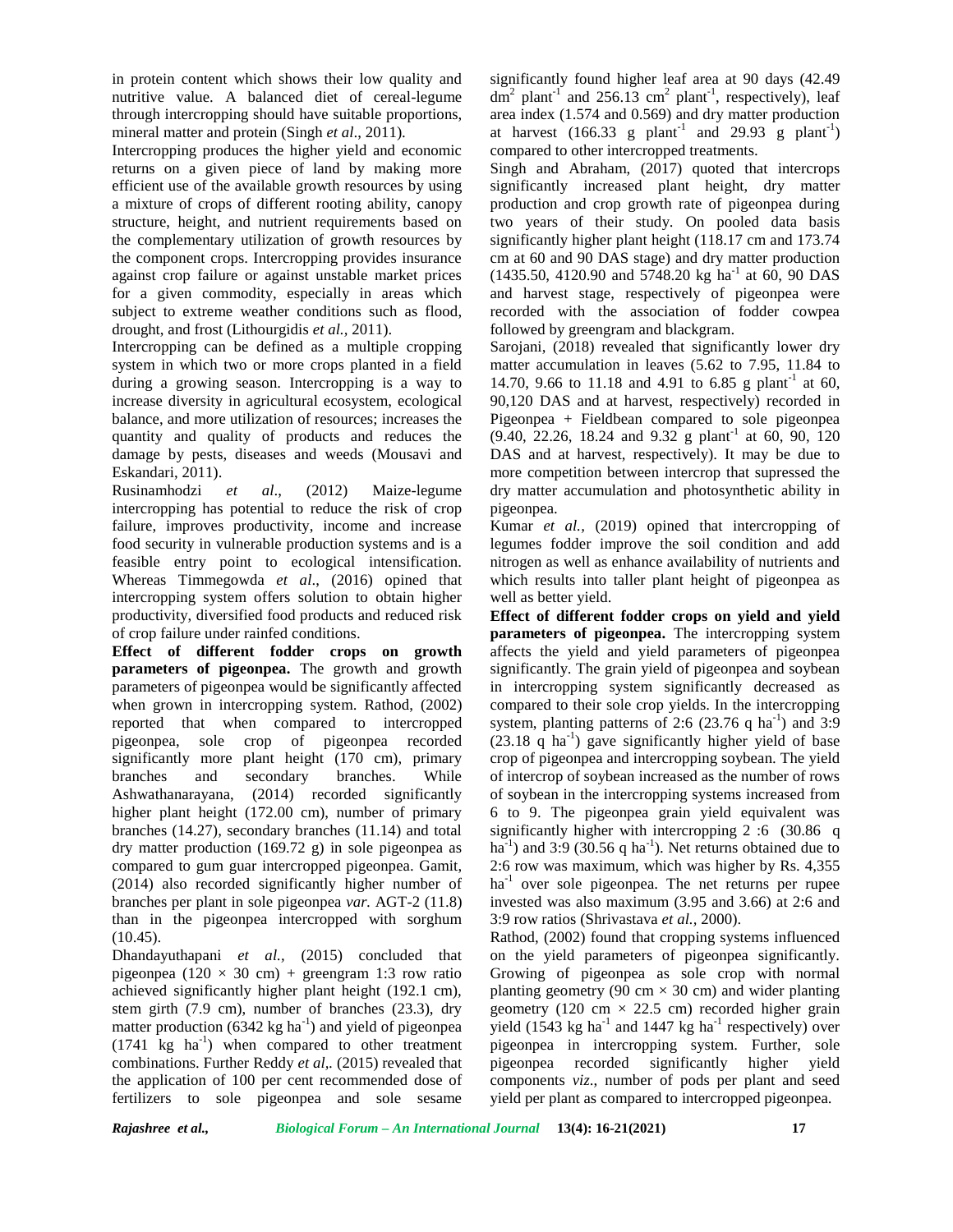in protein content which shows their low quality and nutritive value. A balanced diet of cereal-legume through intercropping should have suitable proportions, mineral matter and protein (Singh *et al*., 2011).

Intercropping produces the higher yield and economic returns on a given piece of land by making more efficient use of the available growth resources by using a mixture of crops of different rooting ability, canopy structure, height, and nutrient requirements based on the complementary utilization of growth resources by the component crops. Intercropping provides insurance against crop failure or against unstable market prices for a given commodity, especially in areas which subject to extreme weather conditions such as flood, drought, and frost (Lithourgidis *et al.,* 2011).

Intercropping can be defined as a multiple cropping system in which two or more crops planted in a field during a growing season. Intercropping is a way to increase diversity in agricultural ecosystem, ecological balance, and more utilization of resources; increases the quantity and quality of products and reduces the damage by pests, diseases and weeds (Mousavi and Eskandari, 2011).

Rusinamhodzi *et al*., (2012) Maize-legume intercropping has potential to reduce the risk of crop failure, improves productivity, income and increase food security in vulnerable production systems and is a feasible entry point to ecological intensification. Whereas Timmegowda *et al*., (2016) opined that intercropping system offers solution to obtain higher productivity, diversified food products and reduced risk of crop failure under rainfed conditions.

**Effect of different fodder crops on growth parameters of pigeonpea.** The growth and growth parameters of pigeonpea would be significantly affected when grown in intercropping system. Rathod, (2002) reported that when compared to intercropped pigeonpea, sole crop of pigeonpea recorded significantly more plant height (170 cm), primary branches and secondary branches. While Ashwathanarayana, (2014) recorded significantly higher plant height (172.00 cm), number of primary branches (14.27), secondary branches (11.14) and total dry matter production (169.72 g) in sole pigeonpea as compared to gum guar intercropped pigeonpea. Gamit, (2014) also recorded significantly higher number of branches per plant in sole pigeonpea *var.* AGT-2 (11.8) than in the pigeonpea intercropped with sorghum (10.45).

Dhandayuthapani *et al.,* (2015) concluded that pigeonpea (120 × 30 cm) + greengram 1:3 row ratio achieved significantly higher plant height (192.1 cm), stem girth (7.9 cm), number of branches (23.3), dry matter production (6342 kg ha$^{-1}$) and yield of pigeonpea (1741 kg ha$^{-1}$) when compared to other treatment combinations. Further Reddy *et al,.* (2015) revealed that the application of 100 per cent recommended dose of fertilizers to sole pigeonpea and sole sesame significantly found higher leaf area at 90 days (42.49 dm$^2$ plant$^{-1}$ and 256.13 cm$^2$ plant$^{-1}$, respectively), leaf area index (1.574 and 0.569) and dry matter production at harvest (166.33 g plant$^{-1}$ and 29.93 g plant$^{-1}$) compared to other intercropped treatments.

Singh and Abraham, (2017) quoted that intercrops significantly increased plant height, dry matter production and crop growth rate of pigeonpea during two years of their study. On pooled data basis significantly higher plant height (118.17 cm and 173.74 cm at 60 and 90 DAS stage) and dry matter production (1435.50, 4120.90 and 5748.20 kg ha$^{-1}$ at 60, 90 DAS and harvest stage, respectively of pigeonpea were recorded with the association of fodder cowpea followed by greengram and blackgram.

Sarojani, (2018) revealed that significantly lower dry matter accumulation in leaves (5.62 to 7.95, 11.84 to 14.70, 9.66 to 11.18 and 4.91 to 6.85 g plant$^{-1}$ at 60, 90,120 DAS and at harvest, respectively) recorded in Pigeonpea + Fieldbean compared to sole pigeonpea (9.40, 22.26, 18.24 and 9.32 g plant$^{-1}$ at 60, 90, 120 DAS and at harvest, respectively). It may be due to more competition between intercrop that supressed the dry matter accumulation and photosynthetic ability in pigeonpea.

Kumar *et al.,* (2019) opined that intercropping of legumes fodder improve the soil condition and add nitrogen as well as enhance availability of nutrients and which results into taller plant height of pigeonpea as well as better yield.

**Effect of different fodder crops on yield and yield parameters of pigeonpea.** The intercropping system affects the yield and yield parameters of pigeonpea significantly. The grain yield of pigeonpea and soybean in intercropping system significantly decreased as compared to their sole crop yields. In the intercropping system, planting patterns of 2:6 (23.76 q ha$^{-1}$) and 3:9 (23.18 q ha$^{-1}$) gave significantly higher yield of base crop of pigeonpea and intercropping soybean. The yield of intercrop of soybean increased as the number of rows of soybean in the intercropping systems increased from 6 to 9. The pigeonpea grain yield equivalent was significantly higher with intercropping 2 :6 (30.86 q ha$^{-1}$) and 3:9 (30.56 q ha$^{-1}$). Net returns obtained due to 2:6 row was maximum, which was higher by Rs. 4,355 ha$^{-1}$ over sole pigeonpea. The net returns per rupee invested was also maximum (3.95 and 3.66) at 2:6 and 3:9 row ratios (Shrivastava *et al.,* 2000).

Rathod, (2002) found that cropping systems influenced on the yield parameters of pigeonpea significantly. Growing of pigeonpea as sole crop with normal planting geometry (90 cm × 30 cm) and wider planting geometry (120 cm × 22.5 cm) recorded higher grain yield (1543 kg ha$^{-1}$ and 1447 kg ha$^{-1}$ respectively) over pigeonpea in intercropping system. Further, sole pigeonpea recorded significantly higher yield components *viz*., number of pods per plant and seed yield per plant as compared to intercropped pigeonpea.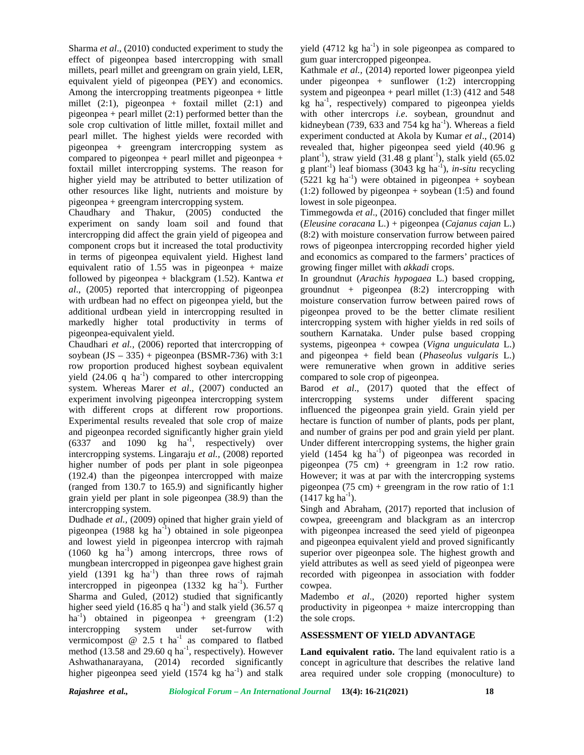Sharma *et al*., (2010) conducted experiment to study the effect of pigeonpea based intercropping with small millets, pearl millet and greengram on grain yield, LER, equivalent yield of pigeonpea (PEY) and economics. Among the intercropping treatments pigeonpea + little millet (2:1), pigeonpea + foxtail millet (2:1) and pigeonpea + pearl millet (2:1) performed better than the sole crop cultivation of little millet, foxtail millet and pearl millet. The highest yields were recorded with pigeonpea + greengram intercropping system as compared to pigeonpea + pearl millet and pigeonpea + foxtail millet intercropping systems. The reason for higher yield may be attributed to better utilization of other resources like light, nutrients and moisture by pigeonpea + greengram intercropping system.

Chaudhary and Thakur, (2005) conducted the experiment on sandy loam soil and found that intercropping did affect the grain yield of pigeopea and component crops but it increased the total productivity in terms of pigeonpea equivalent yield. Highest land equivalent ratio of 1.55 was in pigeonpea + maize followed by pigeonpea + blackgram (1.52). Kantwa *et al*., (2005) reported that intercropping of pigeonpea with urdbean had no effect on pigeonpea yield, but the additional urdbean yield in intercropping resulted in markedly higher total productivity in terms of pigeonpea-equivalent yield.

Chaudhari *et al.,* (2006) reported that intercropping of soybean (JS – 335) + pigeonpea (BSMR-736) with 3:1 row proportion produced highest soybean equivalent yield (24.06 q ha$^{-1}$) compared to other intercropping system. Whereas Marer *et al*., (2007) conducted an experiment involving pigeonpea intercropping system with different crops at different row proportions. Experimental results revealed that sole crop of maize and pigeonpea recorded significantly higher grain yield (6337 and 1090 kg ha$^{-1}$, respectively) over intercropping systems. Lingaraju *et al.,* (2008) reported higher number of pods per plant in sole pigeonpea (192.4) than the pigeonpea intercropped with maize (ranged from 130.7 to 165.9) and significantly higher grain yield per plant in sole pigeonpea (38.9) than the intercropping system.

Dudhade *et al.,* (2009) opined that higher grain yield of pigeonpea (1988 kg ha$^{-1}$) obtained in sole pigeonpea and lowest yield in pigeonpea intercrop with rajmah (1060 kg ha$^{-1}$) among intercrops, three rows of mungbean intercropped in pigeonpea gave highest grain yield (1391 kg ha$^{-1}$) than three rows of rajmah intercropped in pigeonpea (1332 kg ha$^{-1}$). Further Sharma and Guled, (2012) studied that significantly higher seed yield (16.85 q ha$^{-1}$) and stalk yield (36.57 q ha$^{-1}$) obtained in pigeonpea + greengram (1:2) intercropping system under set-furrow with vermicompost @ 2.5 t ha$^{-1}$ as compared to flatbed method (13.58 and 29.60 q ha$^{-1}$, respectively). However Ashwathanarayana, (2014) recorded significantly higher pigeonpea seed yield (1574 kg ha$^{-1}$) and stalk yield (4712 kg ha$^{-1}$) in sole pigeonpea as compared to gum guar intercropped pigeonpea.

Kathmale *et al.,* (2014) reported lower pigeonpea yield under pigeonpea + sunflower (1:2) intercropping system and pigeonpea + pearl millet (1:3) (412 and 548 kg ha$^{-1}$, respectively) compared to pigeonpea yields with other intercrops *i.e*. soybean, groundnut and kidneybean (739, 633 and 754 kg ha$^{-1}$). Whereas a field experiment conducted at Akola by Kumar *et al*., (2014) revealed that, higher pigeonpea seed yield (40.96 g plant$^{-1}$), straw yield (31.48 g plant$^{-1}$), stalk yield (65.02 g plant$^{-1}$) leaf biomass (3043 kg ha$^{-1}$), *in-situ* recycling (5221 kg ha$^{-1}$) were obtained in pigeonpea + soybean (1:2) followed by pigeonpea + soybean (1:5) and found lowest in sole pigeonpea.

Timmegowda *et al*., (2016) concluded that finger millet (*Eleusine coracana* L.) + pigeonpea (*Cajanus cajan* L.) (8:2) with moisture conservation furrow between paired rows of pigeonpea intercropping recorded higher yield and economics as compared to the farmers' practices of growing finger millet with *akkadi* crops.

In groundnut (*Arachis hypogaea* L.) based cropping, groundnut + pigeonpea (8:2) intercropping with moisture conservation furrow between paired rows of pigeonpea proved to be the better climate resilient intercropping system with higher yields in red soils of southern Karnataka. Under pulse based cropping systems, pigeonpea + cowpea (*Vigna unguiculata* L.) and pigeonpea + field bean (*Phaseolus vulgaris* L.) were remunerative when grown in additive series compared to sole crop of pigeonpea.

Barod *et al*., (2017) quoted that the effect of intercropping systems under different spacing influenced the pigeonpea grain yield. Grain yield per hectare is function of number of plants, pods per plant, and number of grains per pod and grain yield per plant. Under different intercropping systems, the higher grain yield (1454 kg ha$^{-1}$) of pigeonpea was recorded in pigeonpea (75 cm) + greengram in 1:2 row ratio. However; it was at par with the intercropping systems pigeonpea (75 cm) + greengram in the row ratio of 1:1 (1417 kg ha$^{-1}$).

Singh and Abraham, (2017) reported that inclusion of cowpea, greeengram and blackgram as an intercrop with pigeonpea increased the seed yield of pigeonpea and pigeonpea equivalent yield and proved significantly superior over pigeonpea sole. The highest growth and yield attributes as well as seed yield of pigeonpea were recorded with pigeonpea in association with fodder cowpea.

Madembo *et al*., (2020) reported higher system productivity in pigeonpea + maize intercropping than the sole crops.

## ASSESSMENT OF YIELD ADVANTAGE

**Land equivalent ratio.** The land equivalent ratio is a concept in agriculture that describes the relative land area required under sole cropping (monoculture) to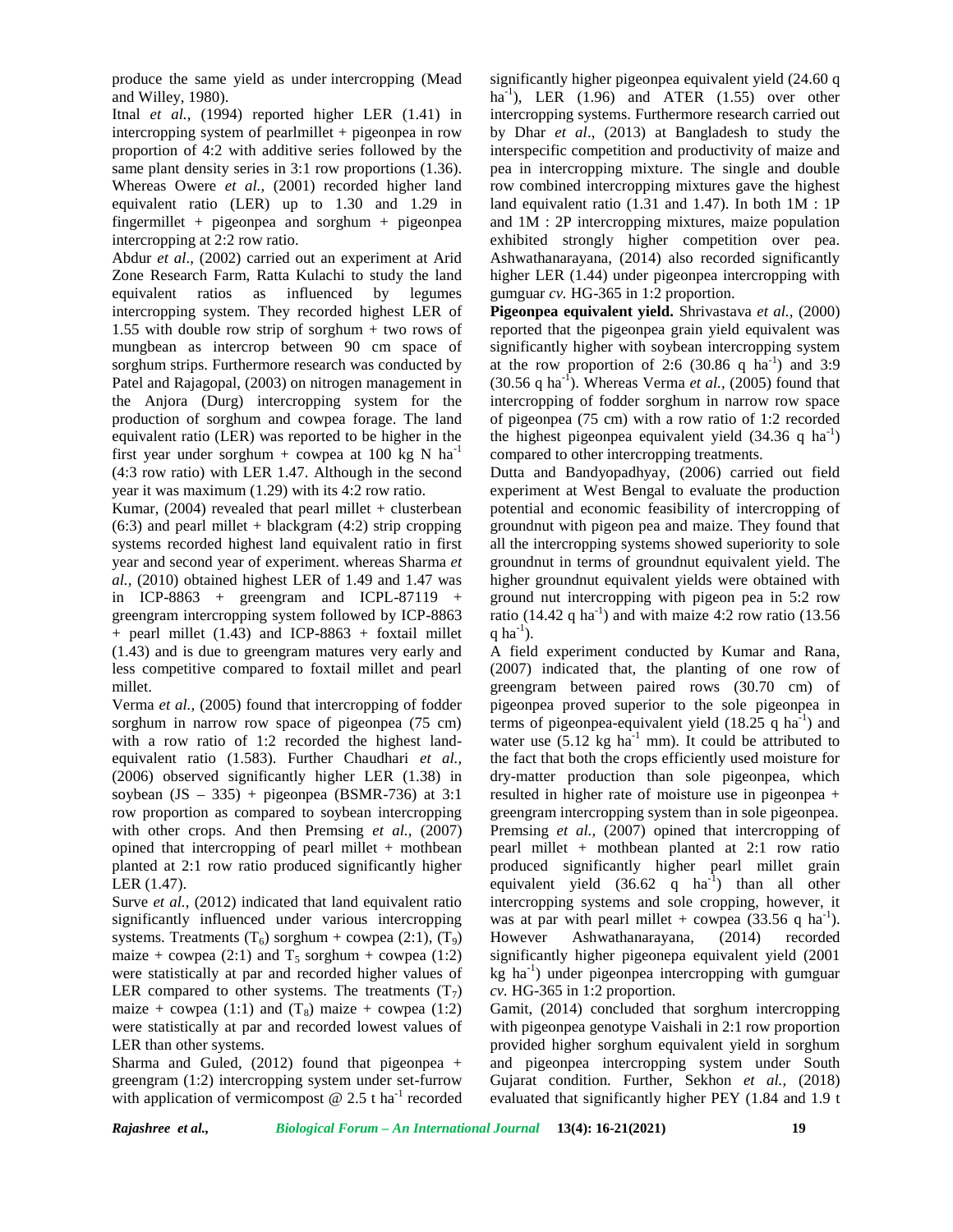produce the same yield as under intercropping (Mead and Willey, 1980).

Itnal *et al.,* (1994) reported higher LER (1.41) in intercropping system of pearlmillet + pigeonpea in row proportion of 4:2 with additive series followed by the same plant density series in 3:1 row proportions (1.36). Whereas Owere *et al.,* (2001) recorded higher land equivalent ratio (LER) up to 1.30 and 1.29 in fingermillet + pigeonpea and sorghum + pigeonpea intercropping at 2:2 row ratio.

Abdur *et al*., (2002) carried out an experiment at Arid Zone Research Farm, Ratta Kulachi to study the land equivalent ratios as influenced by legumes intercropping system. They recorded highest LER of 1.55 with double row strip of sorghum + two rows of mungbean as intercrop between 90 cm space of sorghum strips. Furthermore research was conducted by Patel and Rajagopal, (2003) on nitrogen management in the Anjora (Durg) intercropping system for the production of sorghum and cowpea forage. The land equivalent ratio (LER) was reported to be higher in the first year under sorghum + cowpea at 100 kg N ha$^{-1}$ (4:3 row ratio) with LER 1.47. Although in the second year it was maximum (1.29) with its 4:2 row ratio.

Kumar, (2004) revealed that pearl millet + clusterbean (6:3) and pearl millet + blackgram (4:2) strip cropping systems recorded highest land equivalent ratio in first year and second year of experiment. whereas Sharma *et al.,* (2010) obtained highest LER of 1.49 and 1.47 was in ICP-8863 + greengram and ICPL-87119 + greengram intercropping system followed by ICP-8863 + pearl millet (1.43) and ICP-8863 + foxtail millet (1.43) and is due to greengram matures very early and less competitive compared to foxtail millet and pearl millet.

Verma *et al.,* (2005) found that intercropping of fodder sorghum in narrow row space of pigeonpea (75 cm) with a row ratio of 1:2 recorded the highest land-equivalent ratio (1.583). Further Chaudhari *et al.,* (2006) observed significantly higher LER (1.38) in soybean (JS – 335) + pigeonpea (BSMR-736) at 3:1 row proportion as compared to soybean intercropping with other crops. And then Premsing *et al.,* (2007) opined that intercropping of pearl millet + mothbean planted at 2:1 row ratio produced significantly higher LER (1.47).

Surve *et al.,* (2012) indicated that land equivalent ratio significantly influenced under various intercropping systems. Treatments ($T_6$) sorghum + cowpea (2:1), ($T_9$) maize + cowpea (2:1) and $T_5$ sorghum + cowpea (1:2) were statistically at par and recorded higher values of LER compared to other systems. The treatments ($T_7$) maize + cowpea (1:1) and ($T_8$) maize + cowpea (1:2) were statistically at par and recorded lowest values of LER than other systems.

Sharma and Guled, (2012) found that pigeonpea + greengram (1:2) intercropping system under set-furrow with application of vermicompost @ 2.5 t ha$^{-1}$ recorded significantly higher pigeonpea equivalent yield (24.60 q ha$^{-1}$), LER (1.96) and ATER (1.55) over other intercropping systems. Furthermore research carried out by Dhar *et al*., (2013) at Bangladesh to study the interspecific competition and productivity of maize and pea in intercropping mixture. The single and double row combined intercropping mixtures gave the highest land equivalent ratio (1.31 and 1.47). In both 1M : 1P and 1M : 2P intercropping mixtures, maize population exhibited strongly higher competition over pea. Ashwathanarayana, (2014) also recorded significantly higher LER (1.44) under pigeonpea intercropping with gumguar *cv.* HG-365 in 1:2 proportion.

**Pigeonpea equivalent yield.** Shrivastava *et al.,* (2000) reported that the pigeonpea grain yield equivalent was significantly higher with soybean intercropping system at the row proportion of 2:6 (30.86 q ha$^{-1}$) and 3:9 (30.56 q ha$^{-1}$). Whereas Verma *et al.,* (2005) found that intercropping of fodder sorghum in narrow row space of pigeonpea (75 cm) with a row ratio of 1:2 recorded the highest pigeonpea equivalent yield (34.36 q ha$^{-1}$) compared to other intercropping treatments.

Dutta and Bandyopadhyay, (2006) carried out field experiment at West Bengal to evaluate the production potential and economic feasibility of intercropping of groundnut with pigeon pea and maize. They found that all the intercropping systems showed superiority to sole groundnut in terms of groundnut equivalent yield. The higher groundnut equivalent yields were obtained with ground nut intercropping with pigeon pea in 5:2 row ratio (14.42 q ha$^{-1}$) and with maize 4:2 row ratio (13.56 q ha$^{-1}$).

A field experiment conducted by Kumar and Rana, (2007) indicated that, the planting of one row of greengram between paired rows (30.70 cm) of pigeonpea proved superior to the sole pigeonpea in terms of pigeonpea-equivalent yield (18.25 q ha$^{-1}$) and water use (5.12 kg ha$^{-1}$ mm). It could be attributed to the fact that both the crops efficiently used moisture for dry-matter production than sole pigeonpea, which resulted in higher rate of moisture use in pigeonpea + greengram intercropping system than in sole pigeonpea. Premsing *et al.,* (2007) opined that intercropping of pearl millet + mothbean planted at 2:1 row ratio produced significantly higher pearl millet grain equivalent yield (36.62 q ha$^{-1}$) than all other intercropping systems and sole cropping, however, it was at par with pearl millet + cowpea (33.56 q ha$^{-1}$). However Ashwathanarayana, (2014) recorded significantly higher pigeonepa equivalent yield (2001 kg ha$^{-1}$) under pigeonpea intercropping with gumguar *cv.* HG-365 in 1:2 proportion.

Gamit, (2014) concluded that sorghum intercropping with pigeonpea genotype Vaishali in 2:1 row proportion provided higher sorghum equivalent yield in sorghum and pigeonpea intercropping system under South Gujarat condition. Further, Sekhon *et al.,* (2018) evaluated that significantly higher PEY (1.84 and 1.9 t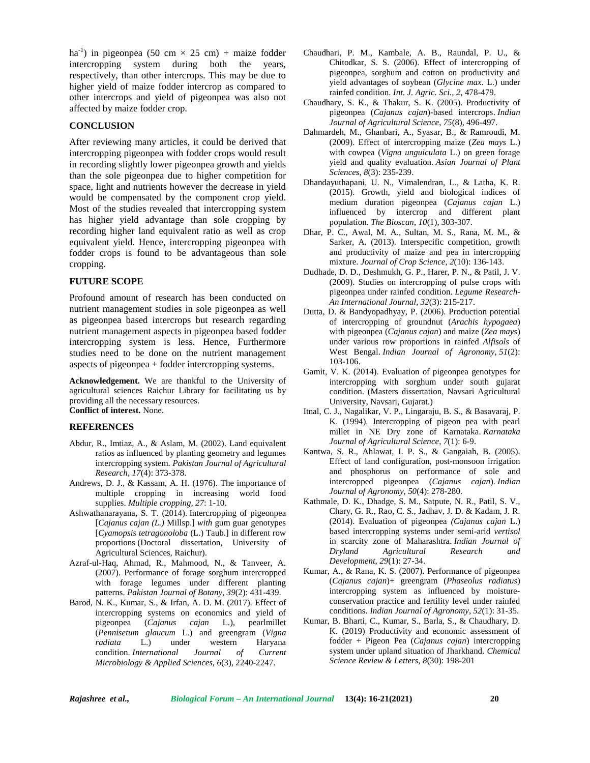ha$^{-1}$) in pigeonpea (50 cm × 25 cm) + maize fodder intercropping system during both the years, respectively, than other intercrops. This may be due to higher yield of maize fodder intercrop as compared to other intercrops and yield of pigeonpea was also not affected by maize fodder crop.

## CONCLUSION

After reviewing many articles, it could be derived that intercropping pigeonpea with fodder crops would result in recording slightly lower pigeonpea growth and yields than the sole pigeonpea due to higher competition for space, light and nutrients however the decrease in yield would be compensated by the component crop yield. Most of the studies revealed that intercropping system has higher yield advantage than sole cropping by recording higher land equivalent ratio as well as crop equivalent yield. Hence, intercropping pigeonpea with fodder crops is found to be advantageous than sole cropping.

## FUTURE SCOPE

Profound amount of research has been conducted on nutrient management studies in sole pigeonpea as well as pigeonpea based intercrops but research regarding nutrient management aspects in pigeonpea based fodder intercropping system is less. Hence, Furthermore studies need to be done on the nutrient management aspects of pigeonpea + fodder intercropping systems.

**Acknowledgement.** We are thankful to the University of agricultural sciences Raichur Library for facilitating us by providing all the necessary resources.
**Conflict of interest.** None.

## REFERENCES

Abdur, R., Imtiaz, A., & Aslam, M. (2002). Land equivalent ratios as influenced by planting geometry and legumes intercropping system. *Pakistan Journal of Agricultural Research*, *17*(4): 373-378.

Andrews, D. J., & Kassam, A. H. (1976). The importance of multiple cropping in increasing world food supplies. *Multiple cropping*, *27*: 1-10.

Ashwathanarayana, S. T. (2014). Intercropping of pigeonpea [*Cajanus cajan (L.)* Millsp.] *with* gum guar genotypes [*Cyamopsis tetragonoloba* (L.) Taub.] in different row proportions (Doctoral dissertation, University of Agricultural Sciences, Raichur).

Azraf-ul-Haq, Ahmad, R., Mahmood, N., & Tanveer, A. (2007). Performance of forage sorghum intercropped with forage legumes under different planting patterns. *Pakistan Journal of Botany*, *39*(2): 431-439.

Barod, N. K., Kumar, S., & Irfan, A. D. M. (2017). Effect of intercropping systems on economics and yield of pigeonpea (*Cajanus cajan* L.), pearlmillet (*Pennisetum glaucum* L.) and greengram (*Vigna radiata* L.) under western Haryana condition. *International Journal of Current Microbiology & Applied Sciences*, *6*(3), 2240-2247.

Chaudhari, P. M., Kambale, A. B., Raundal, P. U., & Chitodkar, S. S. (2006). Effect of intercropping of pigeonpea, sorghum and cotton on productivity and yield advantages of soybean (*Glycine max*. L.) under rainfed condition. *Int*. *J*. *Agric*. *Sci.*, *2*, 478-479.

Chaudhary, S. K., & Thakur, S. K. (2005). Productivity of pigeonpea (*Cajanus cajan*)-based intercrops. *Indian Journal of Agricultural Science*, *75*(8), 496-497.

Dahmardeh, M., Ghanbari, A., Syasar, B., & Ramroudi, M. (2009). Effect of intercropping maize (*Zea mays* L.) with cowpea (*Vigna unguiculata* L.) on green forage yield and quality evaluation. *Asian Journal of Plant Sciences*, *8*(3): 235-239.

Dhandayuthapani, U. N., Vimalendran, L., & Latha, K. R. (2015). Growth, yield and biological indices of medium duration pigeonpea (*Cajanus cajan* L.) influenced by intercrop and different plant population. *The Bioscan*, *10*(1), 303-307.

Dhar, P. C., Awal, M. A., Sultan, M. S., Rana, M. M., & Sarker, A. (2013). Interspecific competition, growth and productivity of maize and pea in intercropping mixture. *Journal of Crop Science, 2*(10): 136-143.

Dudhade, D. D., Deshmukh, G. P., Harer, P. N., & Patil, J. V. (2009). Studies on intercropping of pulse crops with pigeonpea under rainfed condition. *Legume Research-An International Journal*, *32*(3): 215-217.

Dutta, D. & Bandyopadhyay, P. (2006). Production potential of intercropping of groundnut (*Arachis hypogaea*) with pigeonpea (*Cajanus cajan*) and maize (*Zea mays*) under various row proportions in rainfed *Alfisols* of West Bengal. *Indian Journal of Agronomy*, *51*(2): 103-106.

Gamit, V. K. (2014). Evaluation of pigeonpea genotypes for intercropping with sorghum under south gujarat condition. (Masters dissertation, Navsari Agricultural University, Navsari, Gujarat.)

Itnal, C. J., Nagalikar, V. P., Lingaraju, B. S., & Basavaraj, P. K. (1994). Intercropping of pigeon pea with pearl millet in NE Dry zone of Karnataka. *Karnataka Journal of Agricultural Science*, *7*(1): 6-9.

Kantwa, S. R., Ahlawat, I. P. S., & Gangaiah, B. (2005). Effect of land configuration, post-monsoon irrigation and phosphorus on performance of sole and intercropped pigeonpea (*Cajanus cajan*). *Indian Journal of Agronomy*, *50*(4): 278-280.

Kathmale, D. K., Dhadge, S. M., Satpute, N. R., Patil, S. V., Chary, G. R., Rao, C. S., Jadhav, J. D. & Kadam, J. R. (2014). Evaluation of pigeonpea *(Cajanus cajan* L.) based intercropping systems under semi-arid *vertisol* in scarcity zone of Maharashtra. *Indian Journal of Dryland Agricultural Research and Development*, *29*(1): 27-34.

Kumar, A., & Rana, K. S. (2007). Performance of pigeonpea (*Cajanus cajan*)+ greengram (*Phaseolus radiatus*) intercropping system as influenced by moisture-conservation practice and fertility level under rainfed conditions. *Indian Journal of Agronomy*, *52*(1): 31-35.

Kumar, B. Bharti, C., Kumar, S., Barla, S., & Chaudhary, D. K. (2019) Productivity and economic assessment of fodder + Pigeon Pea (*Cajanus cajan*) intercropping system under upland situation of Jharkhand. *Chemical Science Review & Letters, 8*(30): 198-201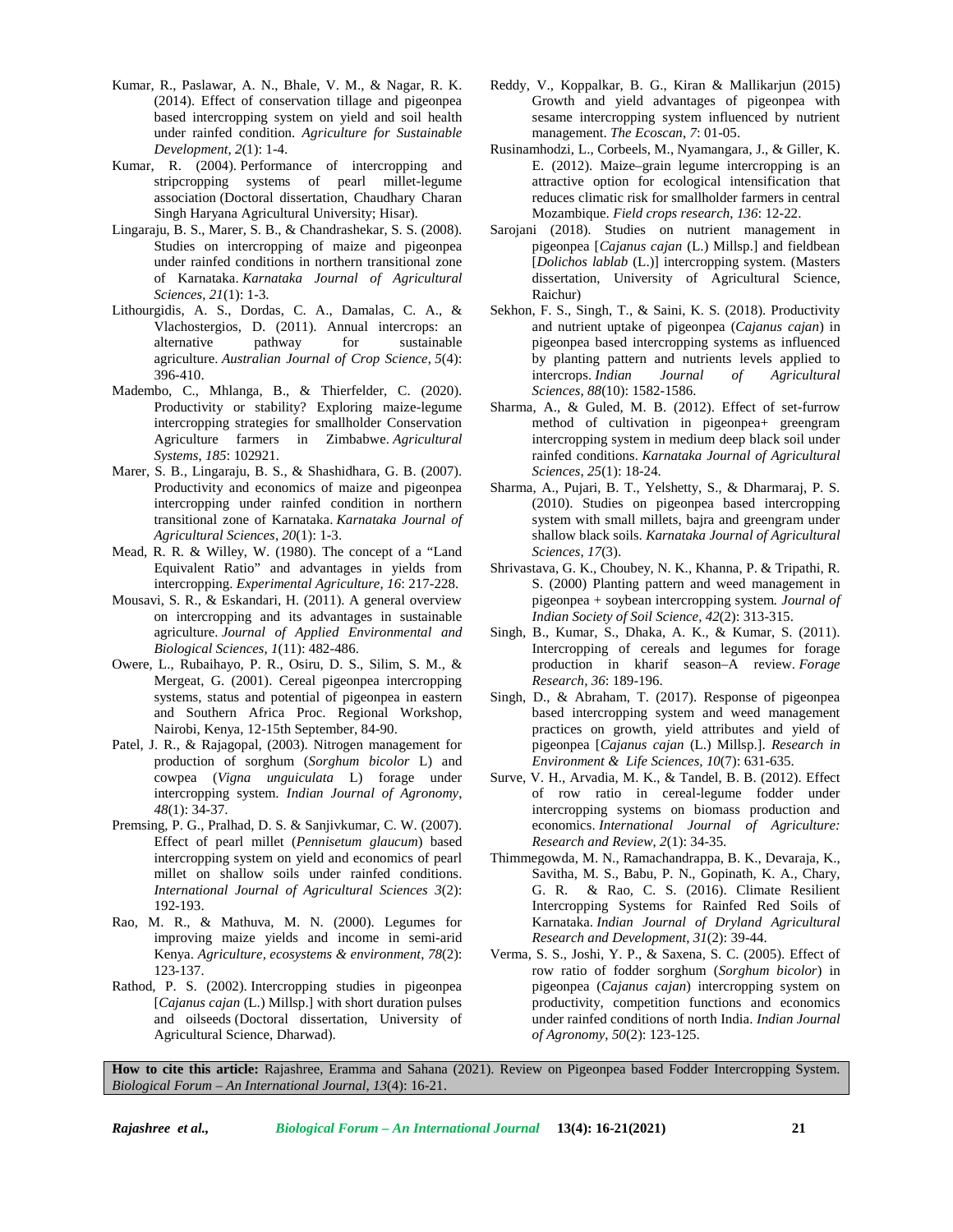Kumar, R., Paslawar, A. N., Bhale, V. M., & Nagar, R. K. (2014). Effect of conservation tillage and pigeonpea based intercropping system on yield and soil health under rainfed condition. *Agriculture for Sustainable Development*, *2*(1): 1-4.

Kumar, R. (2004). Performance of intercropping and stripcropping systems of pearl millet-legume association (Doctoral dissertation, Chaudhary Charan Singh Haryana Agricultural University; Hisar).

Lingaraju, B. S., Marer, S. B., & Chandrashekar, S. S. (2008). Studies on intercropping of maize and pigeonpea under rainfed conditions in northern transitional zone of Karnataka. *Karnataka Journal of Agricultural Sciences*, *21*(1): 1-3.

Lithourgidis, A. S., Dordas, C. A., Damalas, C. A., & Vlachostergios, D. (2011). Annual intercrops: an alternative pathway for sustainable agriculture. *Australian Journal of Crop Science*, *5*(4): 396-410.

Madembo, C., Mhlanga, B., & Thierfelder, C. (2020). Productivity or stability? Exploring maize-legume intercropping strategies for smallholder Conservation Agriculture farmers in Zimbabwe. *Agricultural Systems*, *185*: 102921.

Marer, S. B., Lingaraju, B. S., & Shashidhara, G. B. (2007). Productivity and economics of maize and pigeonpea intercropping under rainfed condition in northern transitional zone of Karnataka. *Karnataka Journal of Agricultural Sciences*, *20*(1): 1-3.

Mead, R. R. & Willey, W. (1980). The concept of a "Land Equivalent Ratio" and advantages in yields from intercropping. *Experimental Agriculture, 16*: 217-228.

Mousavi, S. R., & Eskandari, H. (2011). A general overview on intercropping and its advantages in sustainable agriculture. *Journal of Applied Environmental and Biological Sciences*, *1*(11): 482-486.

Owere, L., Rubaihayo, P. R., Osiru, D. S., Silim, S. M., & Mergeat, G. (2001). Cereal pigeonpea intercropping systems, status and potential of pigeonpea in eastern and Southern Africa Proc. Regional Workshop, Nairobi, Kenya, 12-15th September, 84-90.

Patel, J. R., & Rajagopal, (2003). Nitrogen management for production of sorghum (*Sorghum bicolor* L) and cowpea (*Vigna unguiculata* L) forage under intercropping system. *Indian Journal of Agronomy*, *48*(1): 34-37.

Premsing, P. G., Pralhad, D. S. & Sanjivkumar, C. W. (2007). Effect of pearl millet (*Pennisetum glaucum*) based intercropping system on yield and economics of pearl millet on shallow soils under rainfed conditions. *International Journal of Agricultural Sciences 3*(2): 192-193.

Rao, M. R., & Mathuva, M. N. (2000). Legumes for improving maize yields and income in semi-arid Kenya. *Agriculture, ecosystems & environment*, *78*(2): 123-137.

Rathod, P. S. (2002). Intercropping studies in pigeonpea [*Cajanus cajan* (L.) Millsp.] with short duration pulses and oilseeds (Doctoral dissertation, University of Agricultural Science, Dharwad).

Reddy, V., Koppalkar, B. G., Kiran & Mallikarjun (2015) Growth and yield advantages of pigeonpea with sesame intercropping system influenced by nutrient management. *The Ecoscan, 7*: 01-05.

Rusinamhodzi, L., Corbeels, M., Nyamangara, J., & Giller, K. E. (2012). Maize–grain legume intercropping is an attractive option for ecological intensification that reduces climatic risk for smallholder farmers in central Mozambique. *Field crops research*, *136*: 12-22.

Sarojani (2018). Studies on nutrient management in pigeonpea [*Cajanus cajan* (L.) Millsp.] and fieldbean [*Dolichos lablab* (L.)] intercropping system. (Masters dissertation, University of Agricultural Science, Raichur)

Sekhon, F. S., Singh, T., & Saini, K. S. (2018). Productivity and nutrient uptake of pigeonpea (*Cajanus cajan*) in pigeonpea based intercropping systems as influenced by planting pattern and nutrients levels applied to intercrops. *Indian Journal of Agricultural Sciences*, *88*(10): 1582-1586.

Sharma, A., & Guled, M. B. (2012). Effect of set-furrow method of cultivation in pigeonpea+ greengram intercropping system in medium deep black soil under rainfed conditions. *Karnataka Journal of Agricultural Sciences*, *25*(1): 18-24.

Sharma, A., Pujari, B. T., Yelshetty, S., & Dharmaraj, P. S. (2010). Studies on pigeonpea based intercropping system with small millets, bajra and greengram under shallow black soils. *Karnataka Journal of Agricultural Sciences*, *17*(3).

Shrivastava, G. K., Choubey, N. K., Khanna, P. & Tripathi, R. S. (2000) Planting pattern and weed management in pigeonpea + soybean intercropping system*. Journal of Indian Society of Soil Science, 42*(2): 313-315.

Singh, B., Kumar, S., Dhaka, A. K., & Kumar, S. (2011). Intercropping of cereals and legumes for forage production in kharif season–A review. *Forage Research*, *36*: 189-196.

Singh, D., & Abraham, T. (2017). Response of pigeonpea based intercropping system and weed management practices on growth, yield attributes and yield of pigeonpea [*Cajanus cajan* (L.) Millsp.]. *Research in Environment & Life Sciences, 10*(7): 631-635.

Surve, V. H., Arvadia, M. K., & Tandel, B. B. (2012). Effect of row ratio in cereal-legume fodder under intercropping systems on biomass production and economics. *International Journal of Agriculture: Research and Review*, *2*(1): 34-35.

Thimmegowda, M. N., Ramachandrappa, B. K., Devaraja, K., Savitha, M. S., Babu, P. N., Gopinath, K. A., Chary, G. R. & Rao, C. S. (2016). Climate Resilient Intercropping Systems for Rainfed Red Soils of Karnataka. *Indian Journal of Dryland Agricultural Research and Development*, *31*(2): 39-44.

Verma, S. S., Joshi, Y. P., & Saxena, S. C. (2005). Effect of row ratio of fodder sorghum (*Sorghum bicolor*) in pigeonpea (*Cajanus cajan*) intercropping system on productivity, competition functions and economics under rainfed conditions of north India. *Indian Journal of Agronomy*, *50*(2): 123-125.

**How to cite this article:** Rajashree, Eramma and Sahana (2021). Review on Pigeonpea based Fodder Intercropping System. *Biological Forum – An International Journal, 13*(4): 16-21.